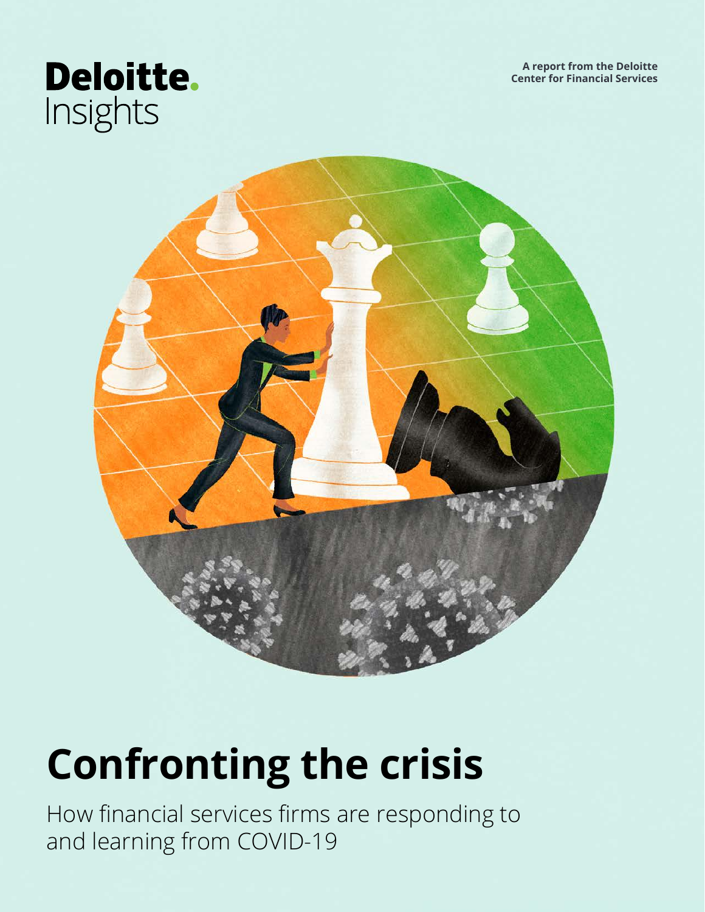Deloitte.
Insights

A report from the Deloitte Center for Financial Services

# Confronting the crisis

How financial services firms are responding to and learning from COVID-19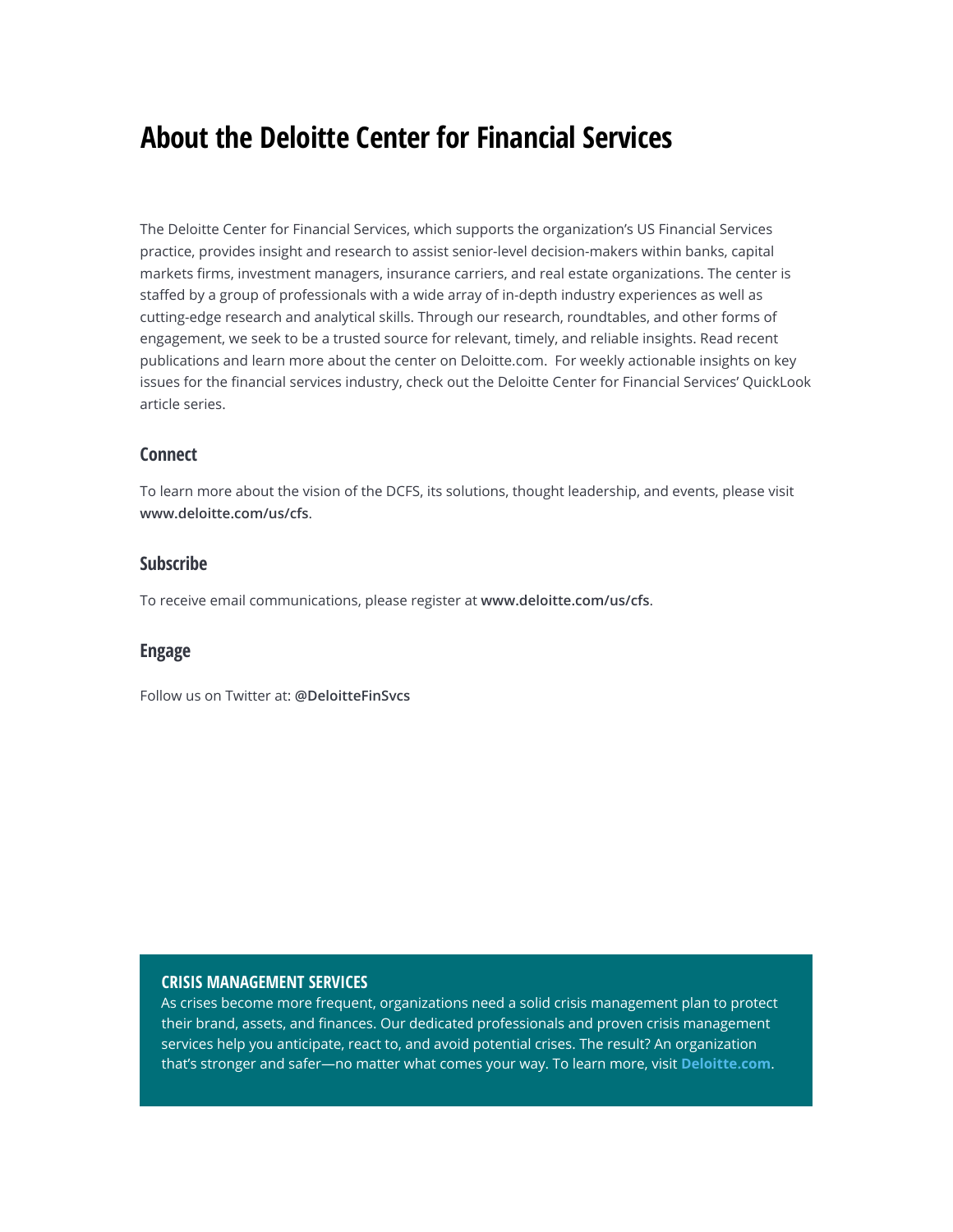# About the Deloitte Center for Financial Services

The Deloitte Center for Financial Services, which supports the organization's US Financial Services practice, provides insight and research to assist senior-level decision-makers within banks, capital markets firms, investment managers, insurance carriers, and real estate organizations. The center is staffed by a group of professionals with a wide array of in-depth industry experiences as well as cutting-edge research and analytical skills. Through our research, roundtables, and other forms of engagement, we seek to be a trusted source for relevant, timely, and reliable insights. Read recent publications and learn more about the center on Deloitte.com. For weekly actionable insights on key issues for the financial services industry, check out the Deloitte Center for Financial Services' QuickLook article series.

## Connect

To learn more about the vision of the DCFS, its solutions, thought leadership, and events, please visit **www.deloitte.com/us/cfs**.

## Subscribe

To receive email communications, please register at **www.deloitte.com/us/cfs**.

## Engage

Follow us on Twitter at: **@DeloitteFinSvcs**

**CRISIS MANAGEMENT SERVICES**

As crises become more frequent, organizations need a solid crisis management plan to protect their brand, assets, and finances. Our dedicated professionals and proven crisis management services help you anticipate, react to, and avoid potential crises. The result? An organization that's stronger and safer—no matter what comes your way. To learn more, visit **Deloitte.com**.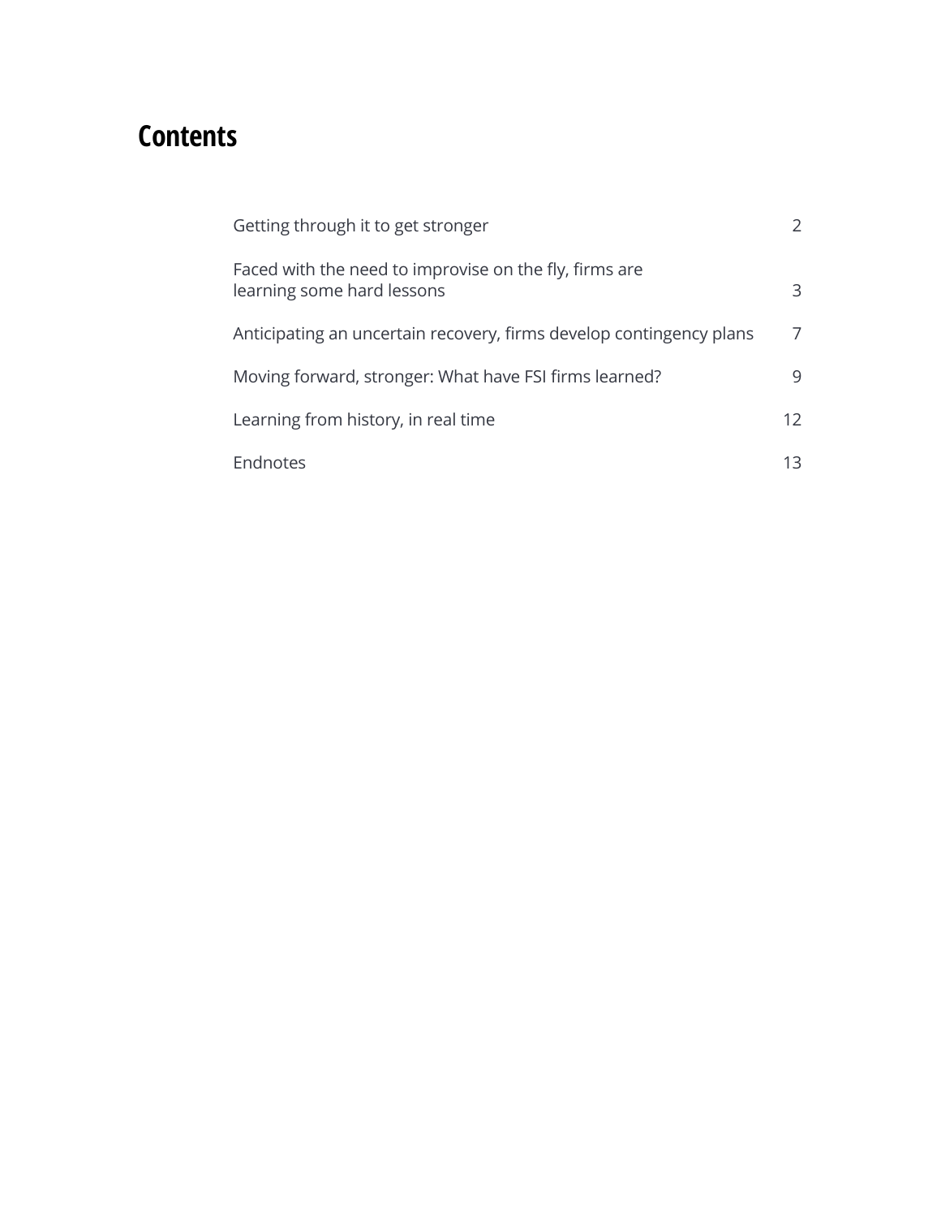# Contents

| | |
|---|---|
| Getting through it to get stronger | 2 |
| Faced with the need to improvise on the fly, firms are learning some hard lessons | 3 |
| Anticipating an uncertain recovery, firms develop contingency plans | 7 |
| Moving forward, stronger: What have FSI firms learned? | 9 |
| Learning from history, in real time | 12 |
| Endnotes | 13 |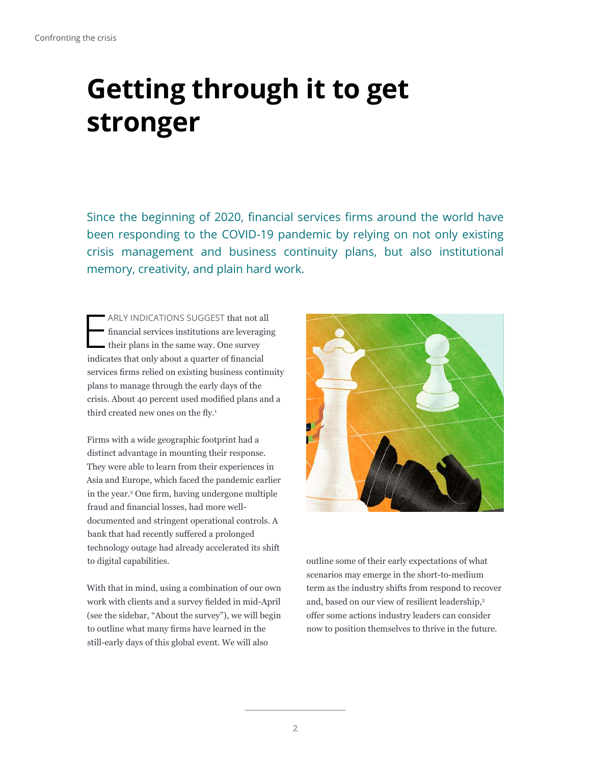# Getting through it to get stronger

Since the beginning of 2020, financial services firms around the world have been responding to the COVID-19 pandemic by relying on not only existing crisis management and business continuity plans, but also institutional memory, creativity, and plain hard work.

EARLY INDICATIONS SUGGEST that not all financial services institutions are leveraging their plans in the same way. One survey indicates that only about a quarter of financial services firms relied on existing business continuity plans to manage through the early days of the crisis. About 40 percent used modified plans and a third created new ones on the fly.[1]

Firms with a wide geographic footprint had a distinct advantage in mounting their response. They were able to learn from their experiences in Asia and Europe, which faced the pandemic earlier in the year.[2] One firm, having undergone multiple fraud and financial losses, had more well-documented and stringent operational controls. A bank that had recently suffered a prolonged technology outage had already accelerated its shift to digital capabilities.

With that in mind, using a combination of our own work with clients and a survey fielded in mid-April (see the sidebar, "About the survey"), we will begin to outline what many firms have learned in the still-early days of this global event. We will also outline some of their early expectations of what scenarios may emerge in the short-to-medium term as the industry shifts from respond to recover and, based on our view of resilient leadership,[3] offer some actions industry leaders can consider now to position themselves to thrive in the future.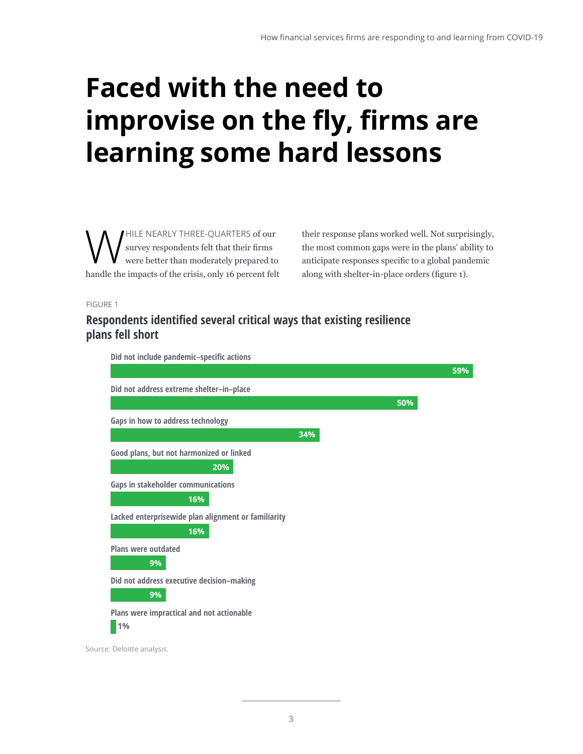# Faced with the need to improvise on the fly, firms are learning some hard lessons

While nearly three-quarters of our survey respondents felt that their firms were better than moderately prepared to handle the impacts of the crisis, only 16 percent felt their response plans worked well. Not surprisingly, the most common gaps were in the plans' ability to anticipate responses specific to a global pandemic along with shelter-in-place orders (figure 1).

FIGURE 1

**Respondents identified several critical ways that existing resilience plans fell short**

Did not include pandemic–specific actions
59%

Did not address extreme shelter–in–place
50%

Gaps in how to address technology
34%

Good plans, but not harmonized or linked
20%

Gaps in stakeholder communications
16%

Lacked enterprisewide plan alignment or familiarity
16%

Plans were outdated
9%

Did not address executive decision–making
9%

Plans were impractical and not actionable
1%

Source: Deloitte analysis.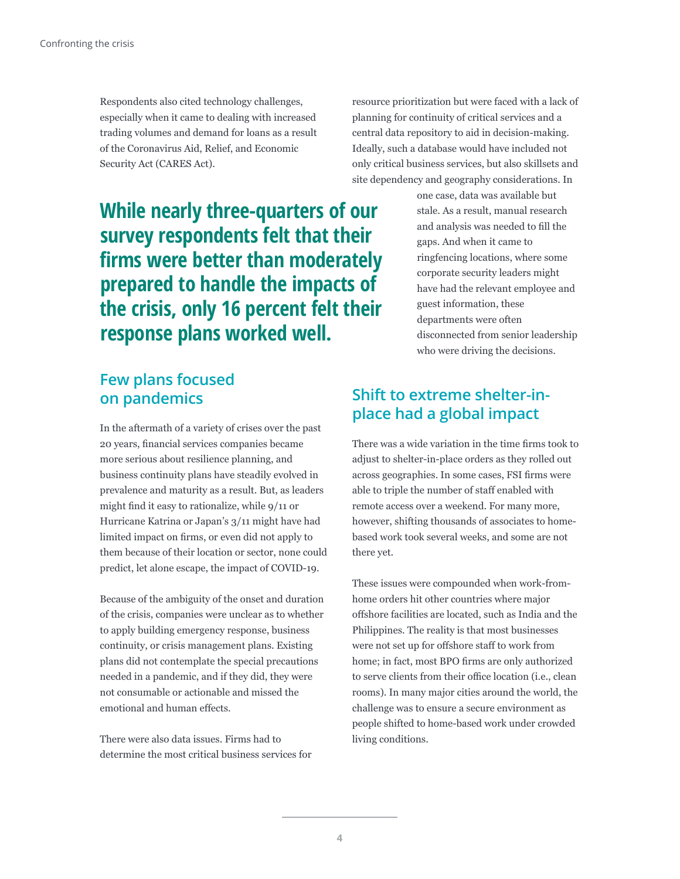Respondents also cited technology challenges, especially when it came to dealing with increased trading volumes and demand for loans as a result of the Coronavirus Aid, Relief, and Economic Security Act (CARES Act).

**While nearly three-quarters of our survey respondents felt that their firms were better than moderately prepared to handle the impacts of the crisis, only 16 percent felt their response plans worked well.**

## Few plans focused on pandemics

In the aftermath of a variety of crises over the past 20 years, financial services companies became more serious about resilience planning, and business continuity plans have steadily evolved in prevalence and maturity as a result. But, as leaders might find it easy to rationalize, while 9/11 or Hurricane Katrina or Japan's 3/11 might have had limited impact on firms, or even did not apply to them because of their location or sector, none could predict, let alone escape, the impact of COVID-19.

Because of the ambiguity of the onset and duration of the crisis, companies were unclear as to whether to apply building emergency response, business continuity, or crisis management plans. Existing plans did not contemplate the special precautions needed in a pandemic, and if they did, they were not consumable or actionable and missed the emotional and human effects.

There were also data issues. Firms had to determine the most critical business services for resource prioritization but were faced with a lack of planning for continuity of critical services and a central data repository to aid in decision-making. Ideally, such a database would have included not only critical business services, but also skillsets and site dependency and geography considerations. In one case, data was available but stale. As a result, manual research and analysis was needed to fill the gaps. And when it came to ringfencing locations, where some corporate security leaders might have had the relevant employee and guest information, these departments were often disconnected from senior leadership who were driving the decisions.

## Shift to extreme shelter-in-place had a global impact

There was a wide variation in the time firms took to adjust to shelter-in-place orders as they rolled out across geographies. In some cases, FSI firms were able to triple the number of staff enabled with remote access over a weekend. For many more, however, shifting thousands of associates to home-based work took several weeks, and some are not there yet.

These issues were compounded when work-from-home orders hit other countries where major offshore facilities are located, such as India and the Philippines. The reality is that most businesses were not set up for offshore staff to work from home; in fact, most BPO firms are only authorized to serve clients from their office location (i.e., clean rooms). In many major cities around the world, the challenge was to ensure a secure environment as people shifted to home-based work under crowded living conditions.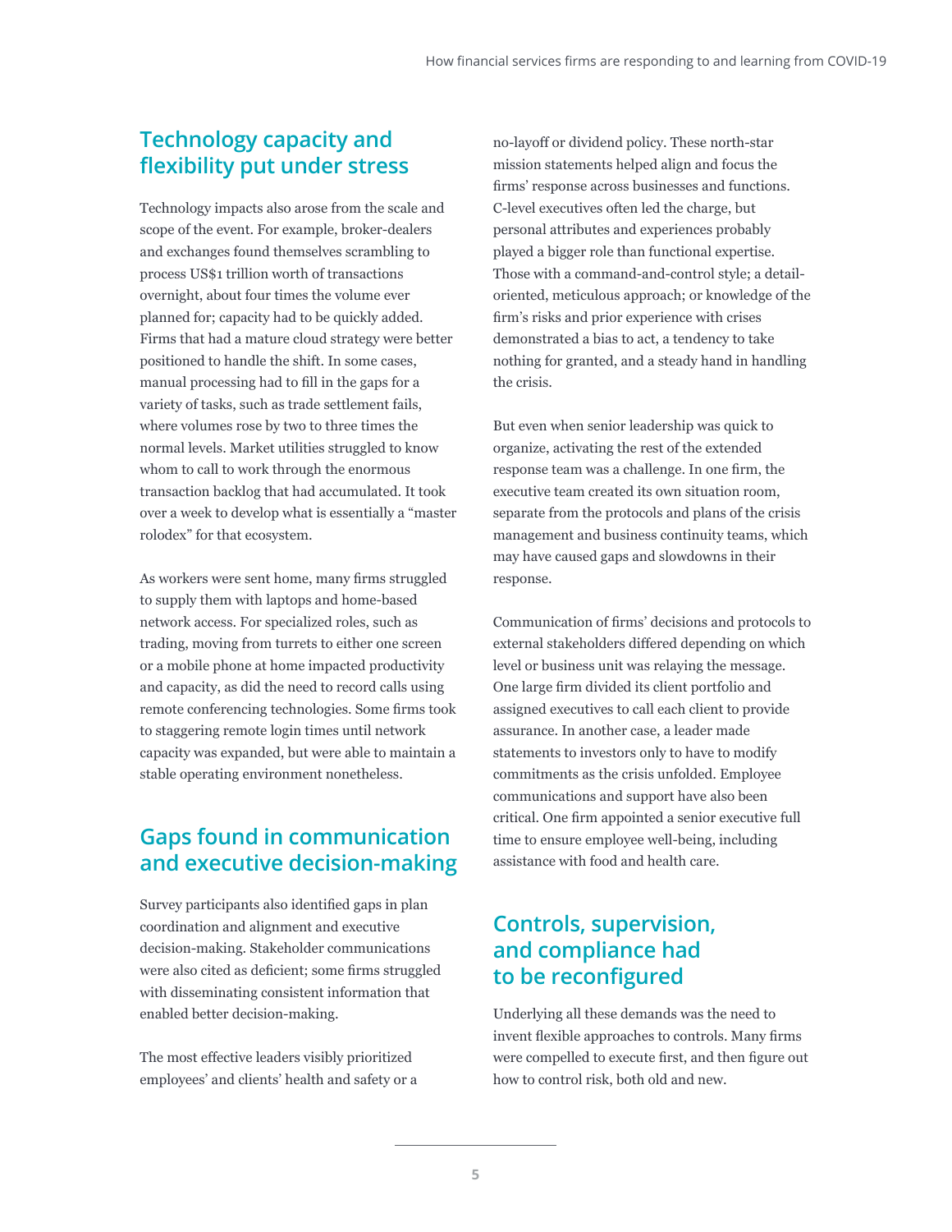## Technology capacity and flexibility put under stress

Technology impacts also arose from the scale and scope of the event. For example, broker-dealers and exchanges found themselves scrambling to process US$1 trillion worth of transactions overnight, about four times the volume ever planned for; capacity had to be quickly added. Firms that had a mature cloud strategy were better positioned to handle the shift. In some cases, manual processing had to fill in the gaps for a variety of tasks, such as trade settlement fails, where volumes rose by two to three times the normal levels. Market utilities struggled to know whom to call to work through the enormous transaction backlog that had accumulated. It took over a week to develop what is essentially a "master rolodex" for that ecosystem.

As workers were sent home, many firms struggled to supply them with laptops and home-based network access. For specialized roles, such as trading, moving from turrets to either one screen or a mobile phone at home impacted productivity and capacity, as did the need to record calls using remote conferencing technologies. Some firms took to staggering remote login times until network capacity was expanded, but were able to maintain a stable operating environment nonetheless.

## Gaps found in communication and executive decision-making

Survey participants also identified gaps in plan coordination and alignment and executive decision-making. Stakeholder communications were also cited as deficient; some firms struggled with disseminating consistent information that enabled better decision-making.

The most effective leaders visibly prioritized employees' and clients' health and safety or a no-layoff or dividend policy. These north-star mission statements helped align and focus the firms' response across businesses and functions. C-level executives often led the charge, but personal attributes and experiences probably played a bigger role than functional expertise. Those with a command-and-control style; a detail-oriented, meticulous approach; or knowledge of the firm's risks and prior experience with crises demonstrated a bias to act, a tendency to take nothing for granted, and a steady hand in handling the crisis.

But even when senior leadership was quick to organize, activating the rest of the extended response team was a challenge. In one firm, the executive team created its own situation room, separate from the protocols and plans of the crisis management and business continuity teams, which may have caused gaps and slowdowns in their response.

Communication of firms' decisions and protocols to external stakeholders differed depending on which level or business unit was relaying the message. One large firm divided its client portfolio and assigned executives to call each client to provide assurance. In another case, a leader made statements to investors only to have to modify commitments as the crisis unfolded. Employee communications and support have also been critical. One firm appointed a senior executive full time to ensure employee well-being, including assistance with food and health care.

## Controls, supervision, and compliance had to be reconfigured

Underlying all these demands was the need to invent flexible approaches to controls. Many firms were compelled to execute first, and then figure out how to control risk, both old and new.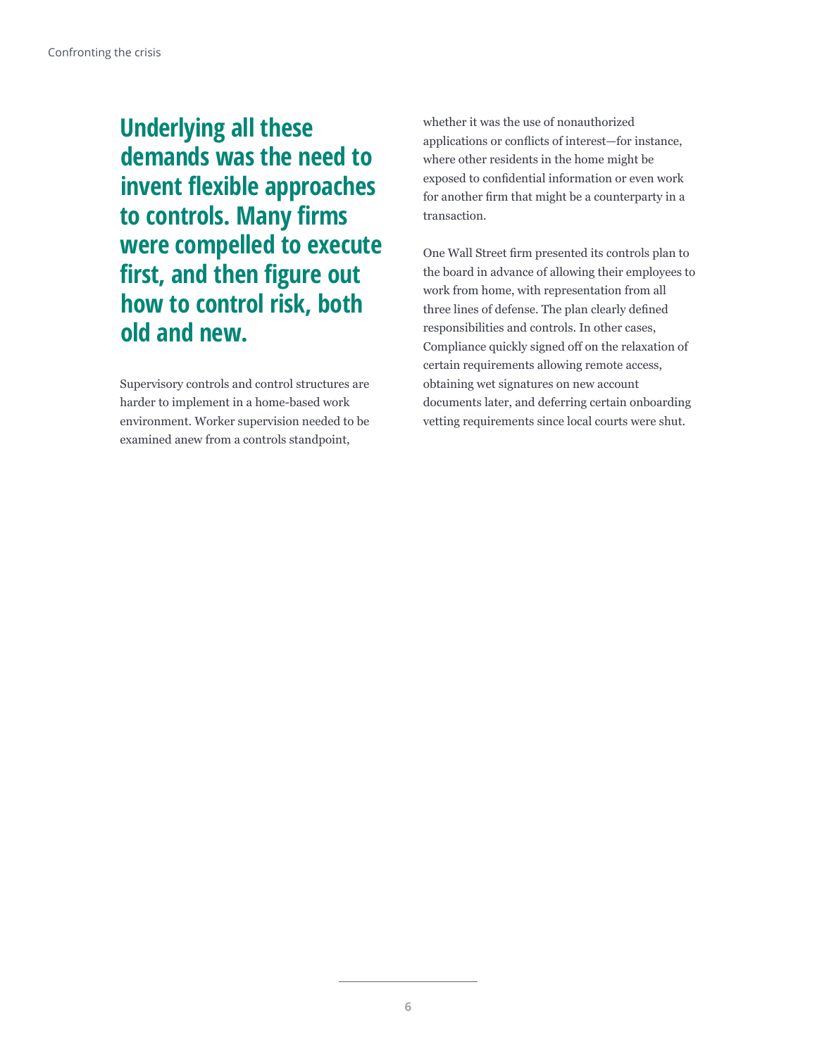**Underlying all these demands was the need to invent flexible approaches to controls. Many firms were compelled to execute first, and then figure out how to control risk, both old and new.**

Supervisory controls and control structures are harder to implement in a home-based work environment. Worker supervision needed to be examined anew from a controls standpoint, whether it was the use of nonauthorized applications or conflicts of interest—for instance, where other residents in the home might be exposed to confidential information or even work for another firm that might be a counterparty in a transaction.

One Wall Street firm presented its controls plan to the board in advance of allowing their employees to work from home, with representation from all three lines of defense. The plan clearly defined responsibilities and controls. In other cases, Compliance quickly signed off on the relaxation of certain requirements allowing remote access, obtaining wet signatures on new account documents later, and deferring certain onboarding vetting requirements since local courts were shut.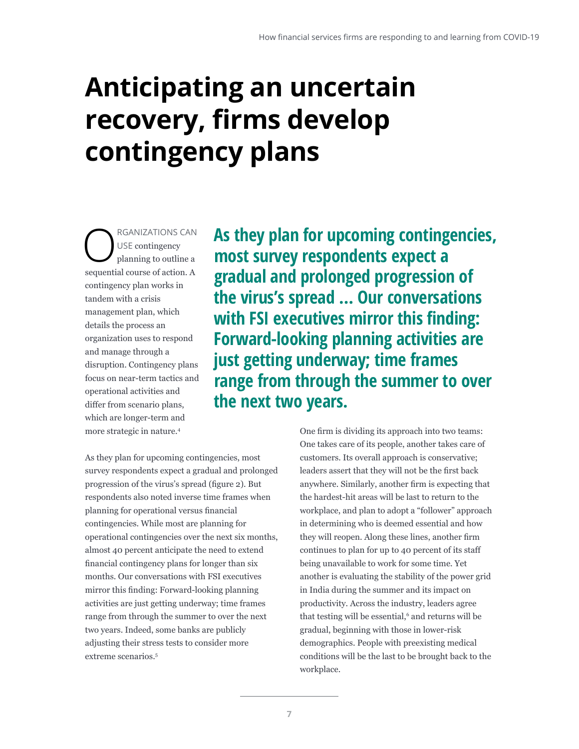# Anticipating an uncertain recovery, firms develop contingency plans

ORGANIZATIONS CAN USE contingency planning to outline a sequential course of action. A contingency plan works in tandem with a crisis management plan, which details the process an organization uses to respond and manage through a disruption. Contingency plans focus on near-term tactics and operational activities and differ from scenario plans, which are longer-term and more strategic in nature.[4]

**As they plan for upcoming contingencies, most survey respondents expect a gradual and prolonged progression of the virus's spread ... Our conversations with FSI executives mirror this finding: Forward-looking planning activities are just getting underway; time frames range from through the summer to over the next two years.**

As they plan for upcoming contingencies, most survey respondents expect a gradual and prolonged progression of the virus's spread (figure 2). But respondents also noted inverse time frames when planning for operational versus financial contingencies. While most are planning for operational contingencies over the next six months, almost 40 percent anticipate the need to extend financial contingency plans for longer than six months. Our conversations with FSI executives mirror this finding: Forward-looking planning activities are just getting underway; time frames range from through the summer to over the next two years. Indeed, some banks are publicly adjusting their stress tests to consider more extreme scenarios.[5]

One firm is dividing its approach into two teams: One takes care of its people, another takes care of customers. Its overall approach is conservative; leaders assert that they will not be the first back anywhere. Similarly, another firm is expecting that the hardest-hit areas will be last to return to the workplace, and plan to adopt a "follower" approach in determining who is deemed essential and how they will reopen. Along these lines, another firm continues to plan for up to 40 percent of its staff being unavailable to work for some time. Yet another is evaluating the stability of the power grid in India during the summer and its impact on productivity. Across the industry, leaders agree that testing will be essential,[6] and returns will be gradual, beginning with those in lower-risk demographics. People with preexisting medical conditions will be the last to be brought back to the workplace.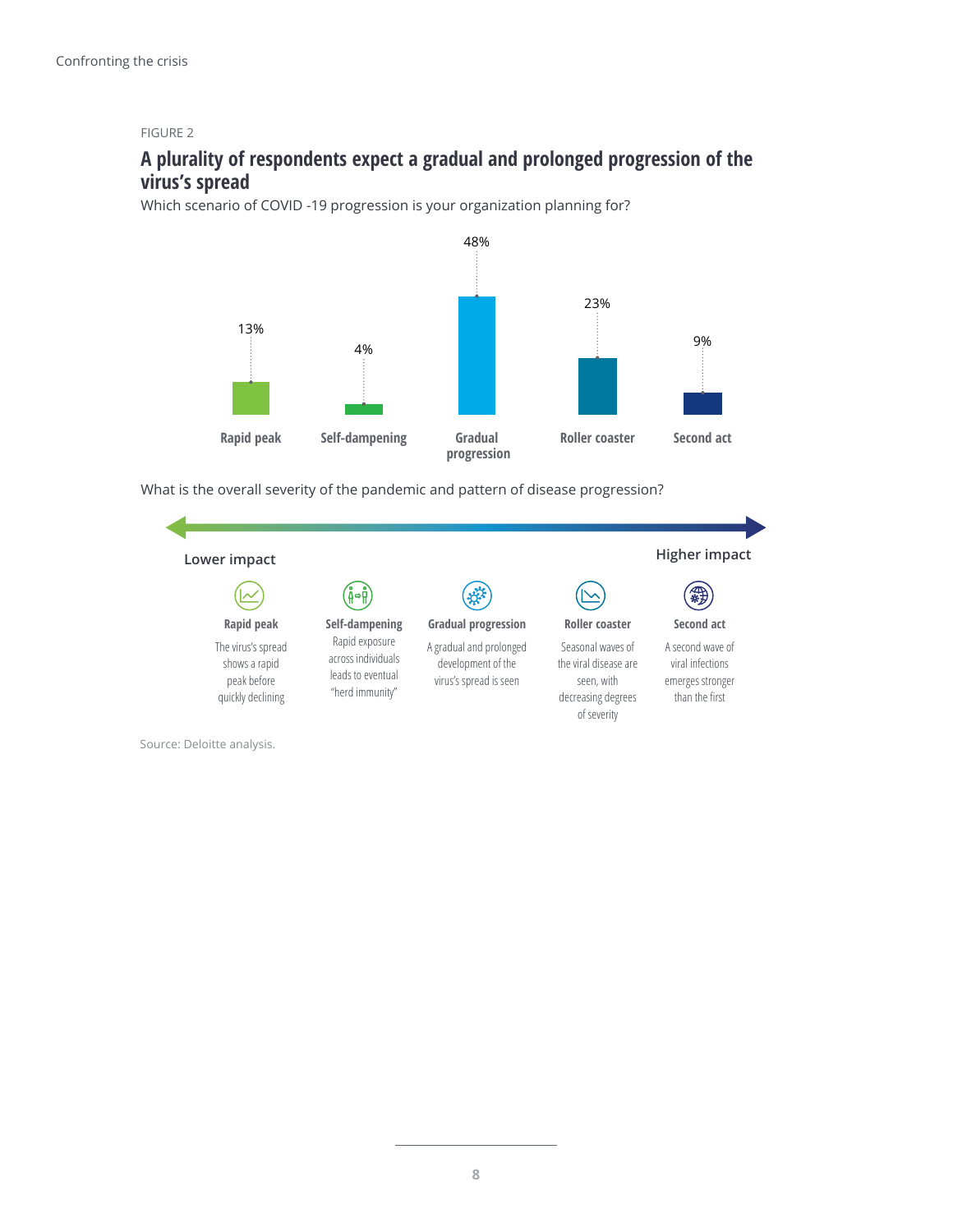FIGURE 2

## A plurality of respondents expect a gradual and prolonged progression of the virus's spread

Which scenario of COVID -19 progression is your organization planning for?

13%
4%
48%
23%
9%

Rapid peak
Self-dampening
Gradual progression
Roller coaster
Second act

What is the overall severity of the pandemic and pattern of disease progression?

Lower impact

Higher impact

**Rapid peak**
The virus's spread shows a rapid peak before quickly declining

**Self-dampening**
Rapid exposure across individuals leads to eventual "herd immunity"

**Gradual progression**
A gradual and prolonged development of the virus's spread is seen

**Roller coaster**
Seasonal waves of the viral disease are seen, with decreasing degrees of severity

**Second act**
A second wave of viral infections emerges stronger than the first

Source: Deloitte analysis.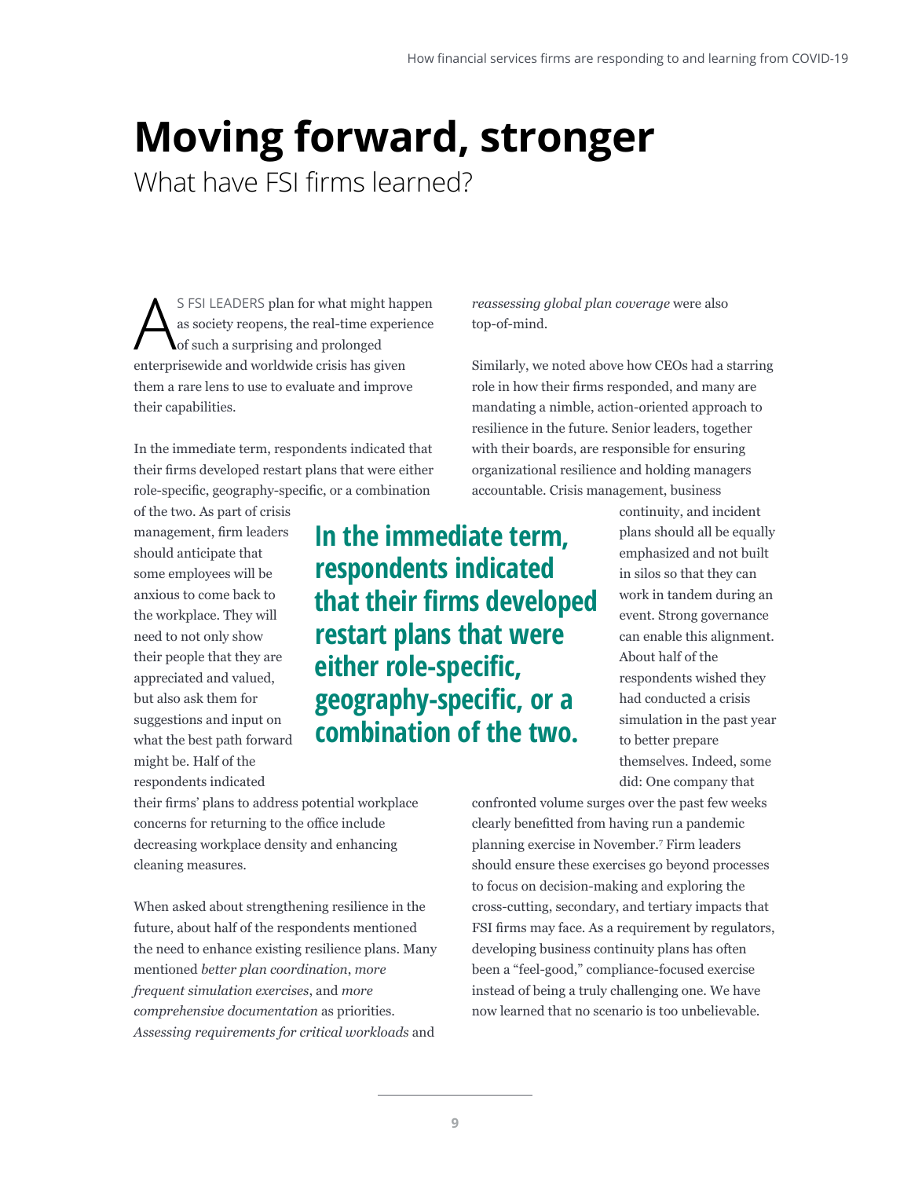# Moving forward, stronger

## What have FSI firms learned?

As FSI LEADERS plan for what might happen as society reopens, the real-time experience of such a surprising and prolonged enterprisewide and worldwide crisis has given them a rare lens to use to evaluate and improve their capabilities.

In the immediate term, respondents indicated that their firms developed restart plans that were either role-specific, geography-specific, or a combination of the two. As part of crisis management, firm leaders should anticipate that some employees will be anxious to come back to the workplace. They will need to not only show their people that they are appreciated and valued, but also ask them for suggestions and input on what the best path forward might be. Half of the respondents indicated their firms' plans to address potential workplace concerns for returning to the office include decreasing workplace density and enhancing cleaning measures.

**In the immediate term, respondents indicated that their firms developed restart plans that were either role-specific, geography-specific, or a combination of the two.**

When asked about strengthening resilience in the future, about half of the respondents mentioned the need to enhance existing resilience plans. Many mentioned *better plan coordination*, *more frequent simulation exercises*, and *more comprehensive documentation* as priorities. *Assessing requirements for critical workloads* and *reassessing global plan coverage* were also top-of-mind.

Similarly, we noted above how CEOs had a starring role in how their firms responded, and many are mandating a nimble, action-oriented approach to resilience in the future. Senior leaders, together with their boards, are responsible for ensuring organizational resilience and holding managers accountable. Crisis management, business continuity, and incident plans should all be equally emphasized and not built in silos so that they can work in tandem during an event. Strong governance can enable this alignment. About half of the respondents wished they had conducted a crisis simulation in the past year to better prepare themselves. Indeed, some did: One company that confronted volume surges over the past few weeks clearly benefitted from having run a pandemic planning exercise in November.[7] Firm leaders should ensure these exercises go beyond processes to focus on decision-making and exploring the cross-cutting, secondary, and tertiary impacts that FSI firms may face. As a requirement by regulators, developing business continuity plans has often been a "feel-good," compliance-focused exercise instead of being a truly challenging one. We have now learned that no scenario is too unbelievable.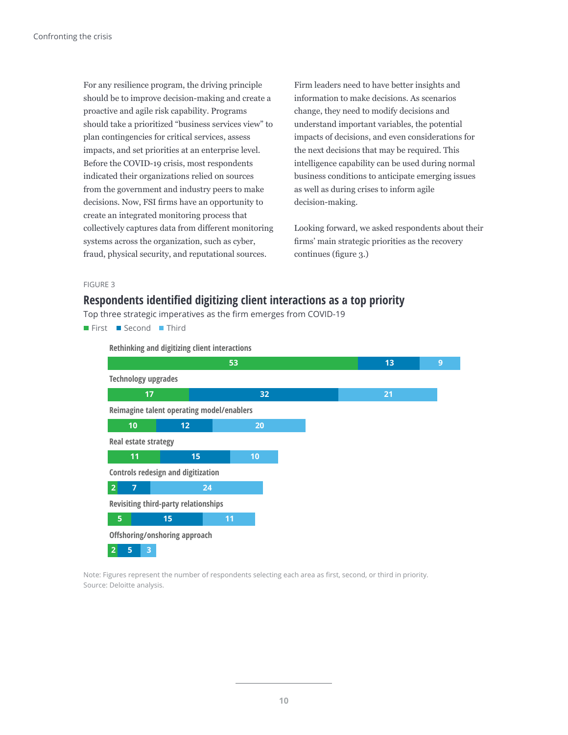For any resilience program, the driving principle should be to improve decision-making and create a proactive and agile risk capability. Programs should take a prioritized "business services view" to plan contingencies for critical services, assess impacts, and set priorities at an enterprise level. Before the COVID-19 crisis, most respondents indicated their organizations relied on sources from the government and industry peers to make decisions. Now, FSI firms have an opportunity to create an integrated monitoring process that collectively captures data from different monitoring systems across the organization, such as cyber, fraud, physical security, and reputational sources.

Firm leaders need to have better insights and information to make decisions. As scenarios change, they need to modify decisions and understand important variables, the potential impacts of decisions, and even considerations for the next decisions that may be required. This intelligence capability can be used during normal business conditions to anticipate emerging issues as well as during crises to inform agile decision-making.

Looking forward, we asked respondents about their firms' main strategic priorities as the recovery continues (figure 3.)

FIGURE 3

## Respondents identified digitizing client interactions as a top priority

Top three strategic imperatives as the firm emerges from COVID-19

First  Second  Third

Rethinking and digitizing client interactions
53 13 9

Technology upgrades
17 32 21

Reimagine talent operating model/enablers
10 12 20

Real estate strategy
11 15 10

Controls redesign and digitization
2 7 24

Revisiting third-party relationships
5 15 11

Offshoring/onshoring approach
2 5 3

Note: Figures represent the number of respondents selecting each area as first, second, or third in priority.
Source: Deloitte analysis.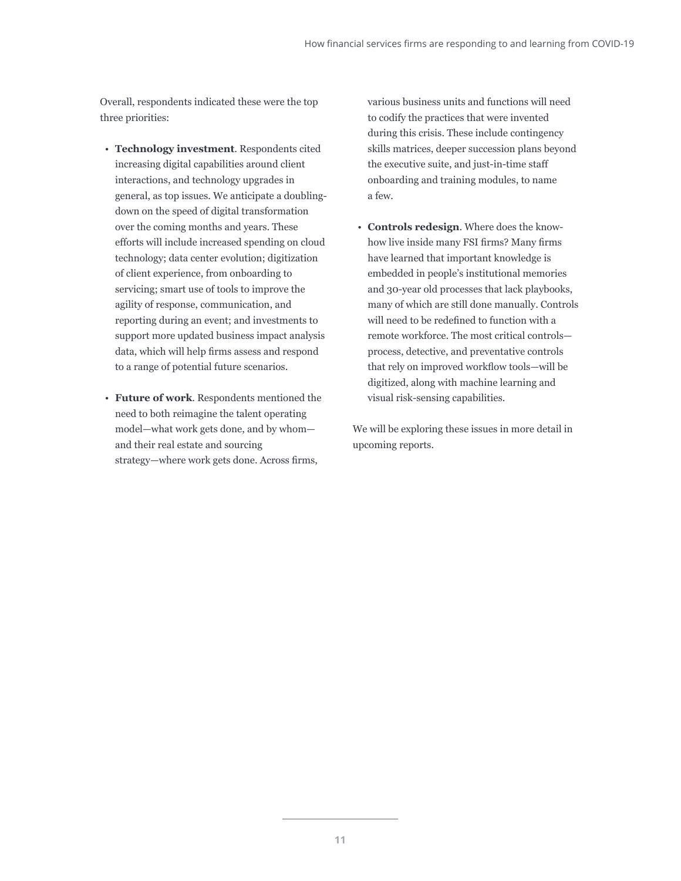Overall, respondents indicated these were the top three priorities:

- **Technology investment**. Respondents cited increasing digital capabilities around client interactions, and technology upgrades in general, as top issues. We anticipate a doubling-down on the speed of digital transformation over the coming months and years. These efforts will include increased spending on cloud technology; data center evolution; digitization of client experience, from onboarding to servicing; smart use of tools to improve the agility of response, communication, and reporting during an event; and investments to support more updated business impact analysis data, which will help firms assess and respond to a range of potential future scenarios.

- **Future of work**. Respondents mentioned the need to both reimagine the talent operating model—what work gets done, and by whom—and their real estate and sourcing strategy—where work gets done. Across firms, various business units and functions will need to codify the practices that were invented during this crisis. These include contingency skills matrices, deeper succession plans beyond the executive suite, and just-in-time staff onboarding and training modules, to name a few.

- **Controls redesign**. Where does the know-how live inside many FSI firms? Many firms have learned that important knowledge is embedded in people's institutional memories and 30-year old processes that lack playbooks, many of which are still done manually. Controls will need to be redefined to function with a remote workforce. The most critical controls—process, detective, and preventative controls that rely on improved workflow tools—will be digitized, along with machine learning and visual risk-sensing capabilities.

We will be exploring these issues in more detail in upcoming reports.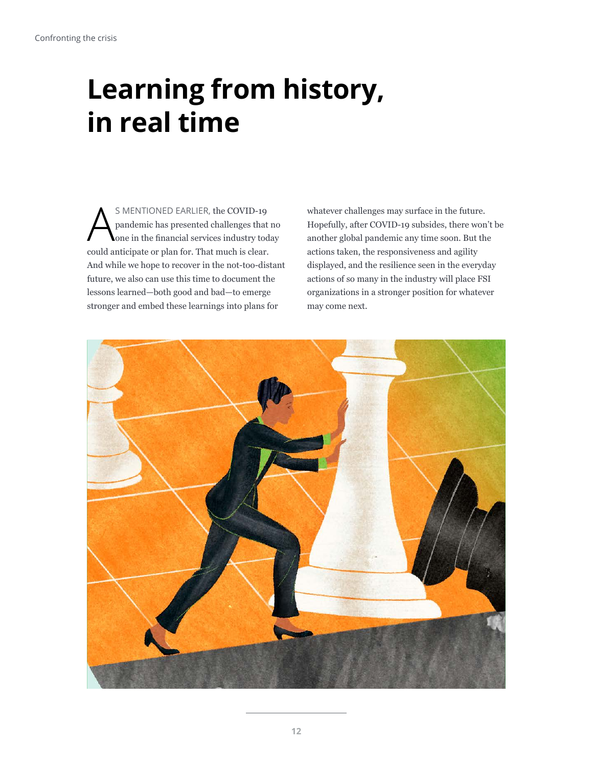# Learning from history, in real time

AS MENTIONED EARLIER, the COVID-19 pandemic has presented challenges that no one in the financial services industry today could anticipate or plan for. That much is clear. And while we hope to recover in the not-too-distant future, we also can use this time to document the lessons learned—both good and bad—to emerge stronger and embed these learnings into plans for whatever challenges may surface in the future. Hopefully, after COVID-19 subsides, there won't be another global pandemic any time soon. But the actions taken, the responsiveness and agility displayed, and the resilience seen in the everyday actions of so many in the industry will place FSI organizations in a stronger position for whatever may come next.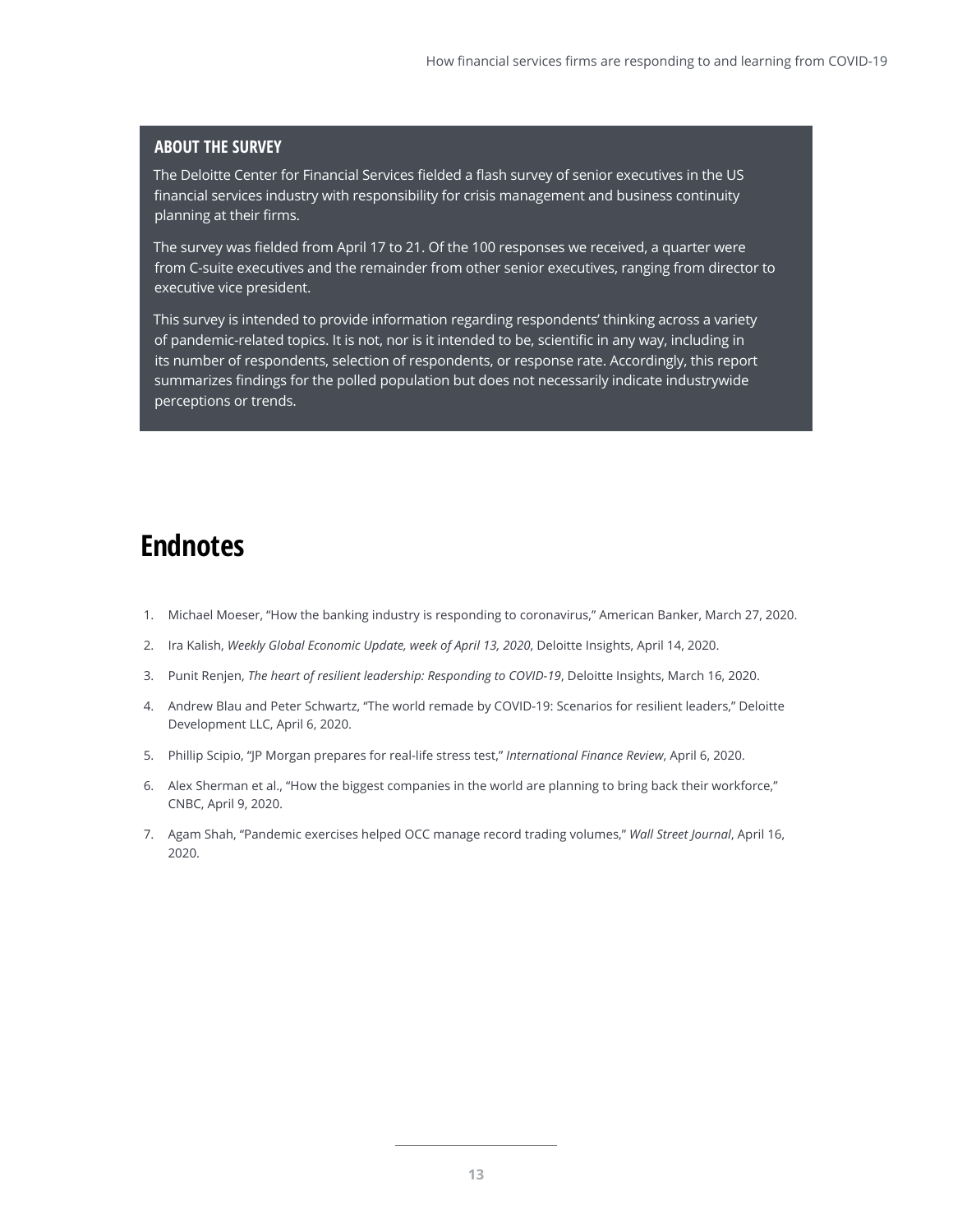### ABOUT THE SURVEY

The Deloitte Center for Financial Services fielded a flash survey of senior executives in the US financial services industry with responsibility for crisis management and business continuity planning at their firms.

The survey was fielded from April 17 to 21. Of the 100 responses we received, a quarter were from C-suite executives and the remainder from other senior executives, ranging from director to executive vice president.

This survey is intended to provide information regarding respondents' thinking across a variety of pandemic-related topics. It is not, nor is it intended to be, scientific in any way, including in its number of respondents, selection of respondents, or response rate. Accordingly, this report summarizes findings for the polled population but does not necessarily indicate industrywide perceptions or trends.

# Endnotes

1. Michael Moeser, "How the banking industry is responding to coronavirus," American Banker, March 27, 2020.
2. Ira Kalish, *Weekly Global Economic Update, week of April 13, 2020*, Deloitte Insights, April 14, 2020.
3. Punit Renjen, *The heart of resilient leadership: Responding to COVID-19*, Deloitte Insights, March 16, 2020.
4. Andrew Blau and Peter Schwartz, "The world remade by COVID-19: Scenarios for resilient leaders," Deloitte Development LLC, April 6, 2020.
5. Phillip Scipio, "JP Morgan prepares for real-life stress test," *International Finance Review*, April 6, 2020.
6. Alex Sherman et al., "How the biggest companies in the world are planning to bring back their workforce," CNBC, April 9, 2020.
7. Agam Shah, "Pandemic exercises helped OCC manage record trading volumes," *Wall Street Journal*, April 16, 2020.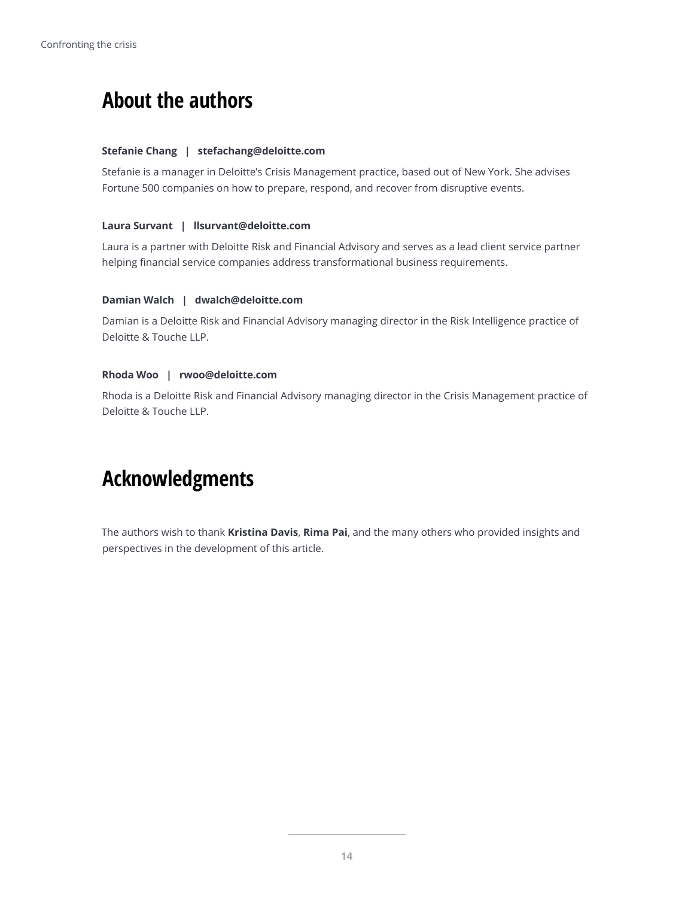## About the authors

**Stefanie Chang | stefachang@deloitte.com**

Stefanie is a manager in Deloitte's Crisis Management practice, based out of New York. She advises Fortune 500 companies on how to prepare, respond, and recover from disruptive events.

**Laura Survant | llsurvant@deloitte.com**

Laura is a partner with Deloitte Risk and Financial Advisory and serves as a lead client service partner helping financial service companies address transformational business requirements.

**Damian Walch | dwalch@deloitte.com**

Damian is a Deloitte Risk and Financial Advisory managing director in the Risk Intelligence practice of Deloitte & Touche LLP.

**Rhoda Woo | rwoo@deloitte.com**

Rhoda is a Deloitte Risk and Financial Advisory managing director in the Crisis Management practice of Deloitte & Touche LLP.

## Acknowledgments

The authors wish to thank **Kristina Davis**, **Rima Pai**, and the many others who provided insights and perspectives in the development of this article.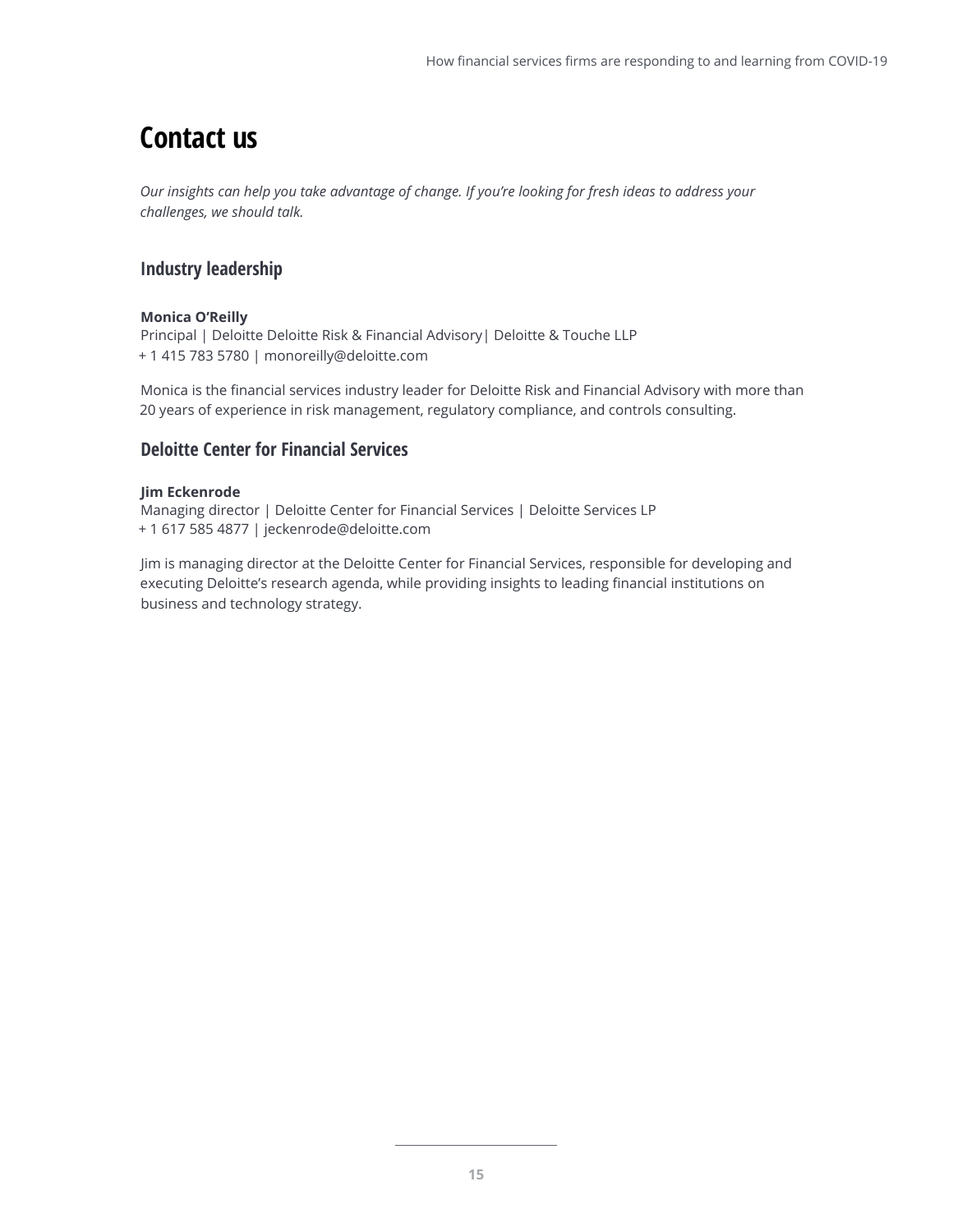# Contact us

*Our insights can help you take advantage of change. If you're looking for fresh ideas to address your challenges, we should talk.*

## Industry leadership

**Monica O'Reilly**
Principal | Deloitte Deloitte Risk & Financial Advisory| Deloitte & Touche LLP
+ 1 415 783 5780 | monoreilly@deloitte.com

Monica is the financial services industry leader for Deloitte Risk and Financial Advisory with more than 20 years of experience in risk management, regulatory compliance, and controls consulting.

## Deloitte Center for Financial Services

**Jim Eckenrode**
Managing director | Deloitte Center for Financial Services | Deloitte Services LP
+ 1 617 585 4877 | jeckenrode@deloitte.com

Jim is managing director at the Deloitte Center for Financial Services, responsible for developing and executing Deloitte's research agenda, while providing insights to leading financial institutions on business and technology strategy.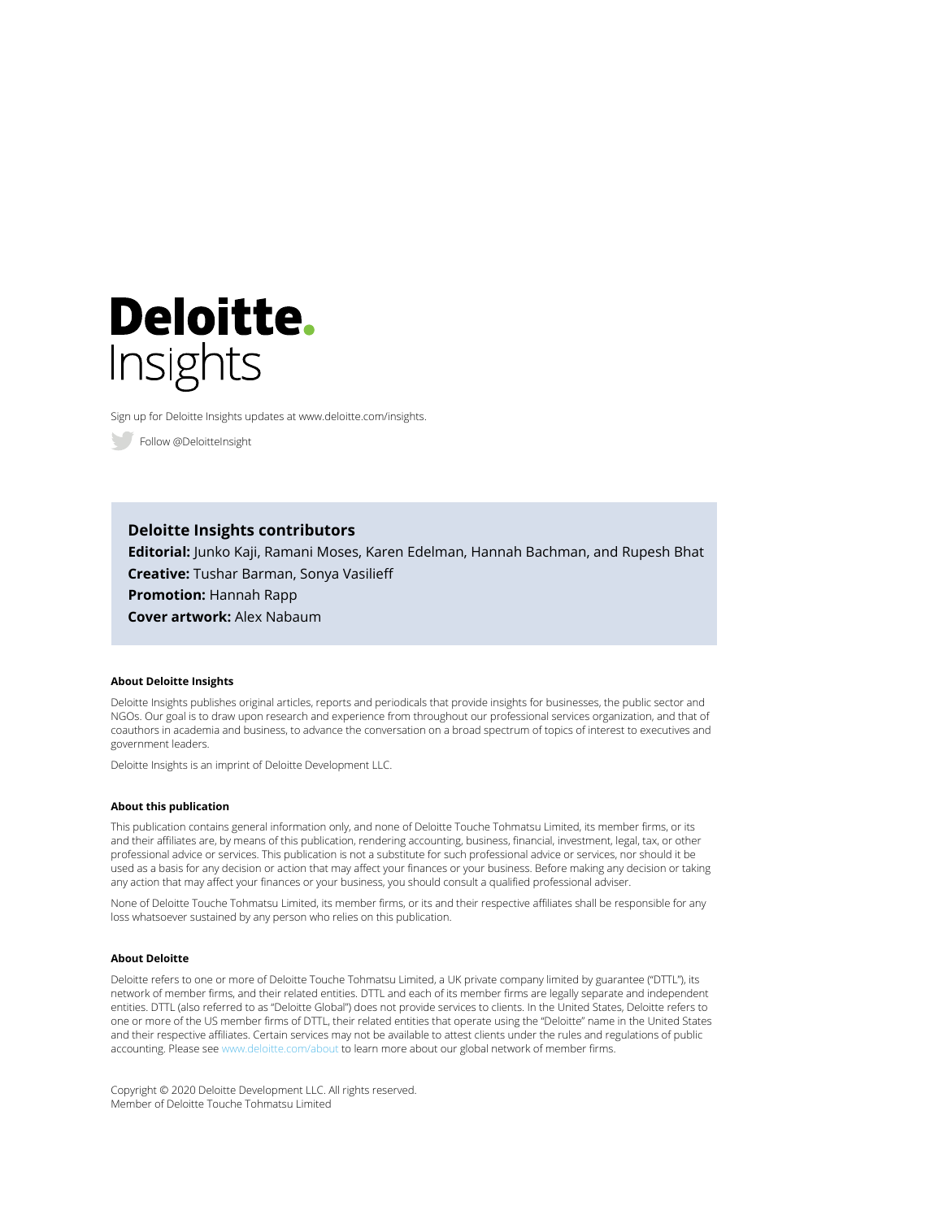# Deloitte. Insights

Sign up for Deloitte Insights updates at www.deloitte.com/insights.

Follow @DeloitteInsight

## Deloitte Insights contributors

**Editorial:** Junko Kaji, Ramani Moses, Karen Edelman, Hannah Bachman, and Rupesh Bhat
**Creative:** Tushar Barman, Sonya Vasilieff
**Promotion:** Hannah Rapp
**Cover artwork:** Alex Nabaum

### About Deloitte Insights

Deloitte Insights publishes original articles, reports and periodicals that provide insights for businesses, the public sector and NGOs. Our goal is to draw upon research and experience from throughout our professional services organization, and that of coauthors in academia and business, to advance the conversation on a broad spectrum of topics of interest to executives and government leaders.

Deloitte Insights is an imprint of Deloitte Development LLC.

### About this publication

This publication contains general information only, and none of Deloitte Touche Tohmatsu Limited, its member firms, or its and their affiliates are, by means of this publication, rendering accounting, business, financial, investment, legal, tax, or other professional advice or services. This publication is not a substitute for such professional advice or services, nor should it be used as a basis for any decision or action that may affect your finances or your business. Before making any decision or taking any action that may affect your finances or your business, you should consult a qualified professional adviser.

None of Deloitte Touche Tohmatsu Limited, its member firms, or its and their respective affiliates shall be responsible for any loss whatsoever sustained by any person who relies on this publication.

### About Deloitte

Deloitte refers to one or more of Deloitte Touche Tohmatsu Limited, a UK private company limited by guarantee ("DTTL"), its network of member firms, and their related entities. DTTL and each of its member firms are legally separate and independent entities. DTTL (also referred to as "Deloitte Global") does not provide services to clients. In the United States, Deloitte refers to one or more of the US member firms of DTTL, their related entities that operate using the "Deloitte" name in the United States and their respective affiliates. Certain services may not be available to attest clients under the rules and regulations of public accounting. Please see www.deloitte.com/about to learn more about our global network of member firms.

Copyright © 2020 Deloitte Development LLC. All rights reserved.
Member of Deloitte Touche Tohmatsu Limited